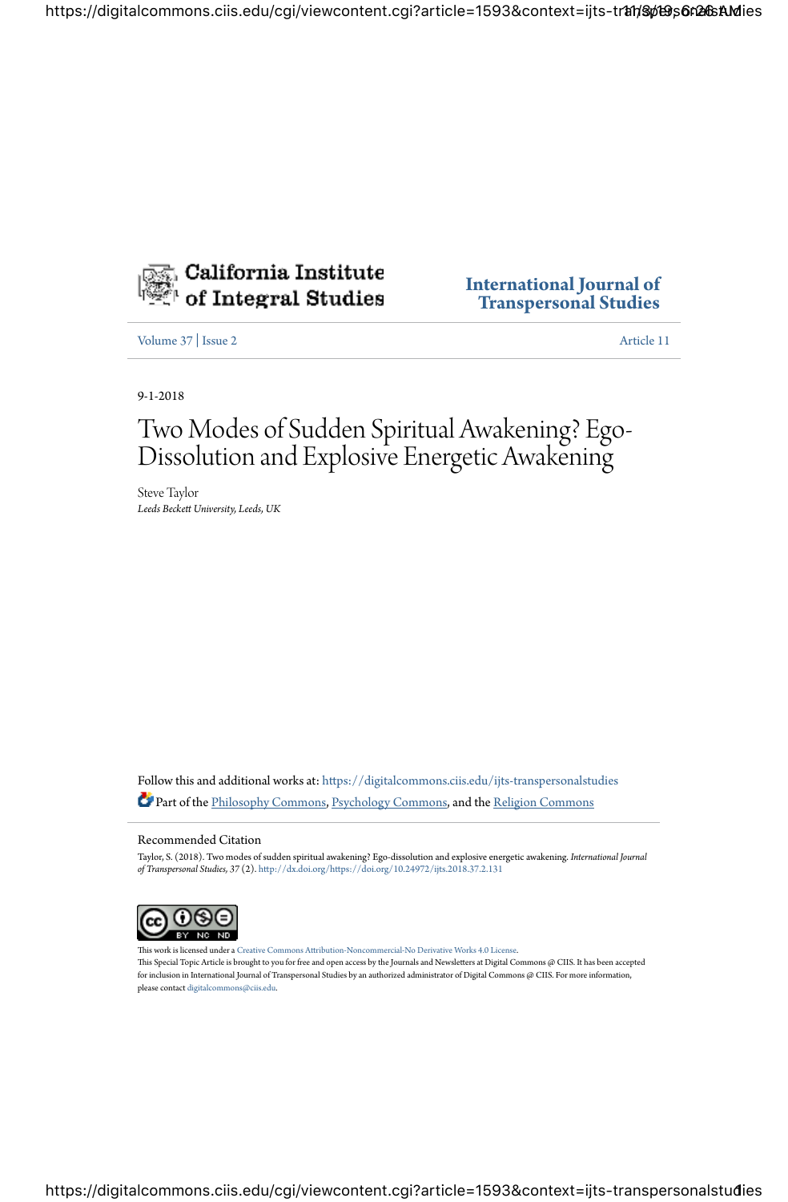California Institute of Integral Studies

International Journal of Transpersonal Studies

Volume 37 | Issue 2 | Article 11

9-1-2018

# Two Modes of Sudden Spiritual Awakening? Ego-Dissolution and Explosive Energetic Awakening

Steve Taylor

*Leeds Beckett University, Leeds, UK*

Follow this and additional works at: https://digitalcommons.ciis.edu/ijts-transpersonalstudies

Part of the Philosophy Commons, Psychology Commons, and the Religion Commons

## Recommended Citation

Taylor, S. (2018). Two modes of sudden spiritual awakening? Ego-dissolution and explosive energetic awakening. *International Journal of Transpersonal Studies, 37* (2). http://dx.doi.org/https://doi.org/10.24972/ijts.2018.37.2.131

This work is licensed under a Creative Commons Attribution-Noncommercial-No Derivative Works 4.0 License.

This Special Topic Article is brought to you for free and open access by the Journals and Newsletters at Digital Commons @ CIIS. It has been accepted for inclusion in International Journal of Transpersonal Studies by an authorized administrator of Digital Commons @ CIIS. For more information, please contact digitalcommons@ciis.edu.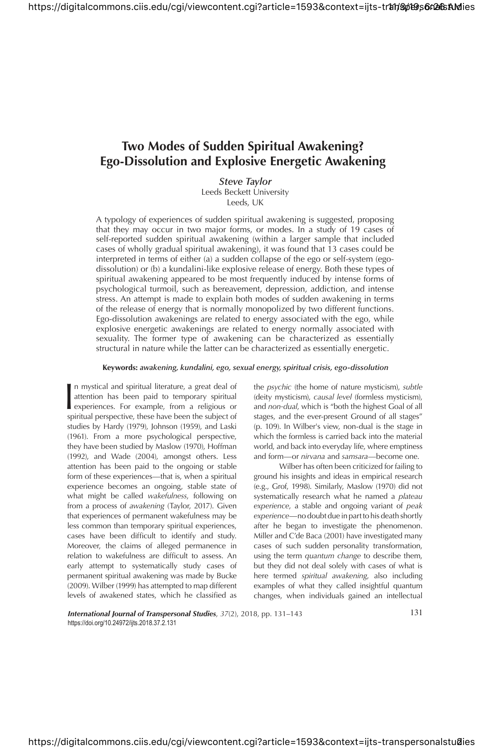# Two Modes of Sudden Spiritual Awakening? Ego-Dissolution and Explosive Energetic Awakening

***Steve Taylor***
Leeds Beckett University
Leeds, UK

A typology of experiences of sudden spiritual awakening is suggested, proposing that they may occur in two major forms, or modes. In a study of 19 cases of self-reported sudden spiritual awakening (within a larger sample that included cases of wholly gradual spiritual awakening), it was found that 13 cases could be interpreted in terms of either (a) a sudden collapse of the ego or self-system (ego-dissolution) or (b) a kundalini-like explosive release of energy. Both these types of spiritual awakening appeared to be most frequently induced by intense forms of psychological turmoil, such as bereavement, depression, addiction, and intense stress. An attempt is made to explain both modes of sudden awakening in terms of the release of energy that is normally monopolized by two different functions. Ego-dissolution awakenings are related to energy associated with the ego, while explosive energetic awakenings are related to energy normally associated with sexuality. The former type of awakening can be characterized as essentially structural in nature while the latter can be characterized as essentially energetic.

**Keywords:** *awakening, kundalini, ego, sexual energy, spiritual crisis, ego-dissolution*

In mystical and spiritual literature, a great deal of attention has been paid to temporary spiritual experiences. For example, from a religious or spiritual perspective, these have been the subject of studies by Hardy (1979), Johnson (1959), and Laski (1961). From a more psychological perspective, they have been studied by Maslow (1970), Hoffman (1992), and Wade (2004), amongst others. Less attention has been paid to the ongoing or stable form of these experiences—that is, when a spiritual experience becomes an ongoing, stable state of what might be called *wakefulness*, following on from a process of *awakening* (Taylor, 2017). Given that experiences of permanent wakefulness may be less common than temporary spiritual experiences, cases have been difficult to identify and study. Moreover, the claims of alleged permanence in relation to wakefulness are difficult to assess. An early attempt to systematically study cases of permanent spiritual awakening was made by Bucke (2009). Wilber (1999) has attempted to map different levels of awakened states, which he classified as the *psychic* (the home of nature mysticism), *subtle* (deity mysticism), *causal level* (formless mysticism), and *non-dual*, which is "both the highest Goal of all stages, and the ever-present Ground of all stages" (p. 109). In Wilber's view, non-dual is the stage in which the formless is carried back into the material world, and back into everyday life, where emptiness and form—or *nirvana* and *samsara*—become one.

Wilber has often been criticized for failing to ground his insights and ideas in empirical research (e.g., Grof, 1998). Similarly, Maslow (1970) did not systematically research what he named a *plateau experience*, a stable and ongoing variant of *peak experience*—no doubt due in part to his death shortly after he began to investigate the phenomenon. Miller and C'de Baca (2001) have investigated many cases of such sudden personality transformation, using the term *quantum change* to describe them, but they did not deal solely with cases of what is here termed *spiritual awakening*, also including examples of what they called insightful quantum changes, when individuals gained an intellectual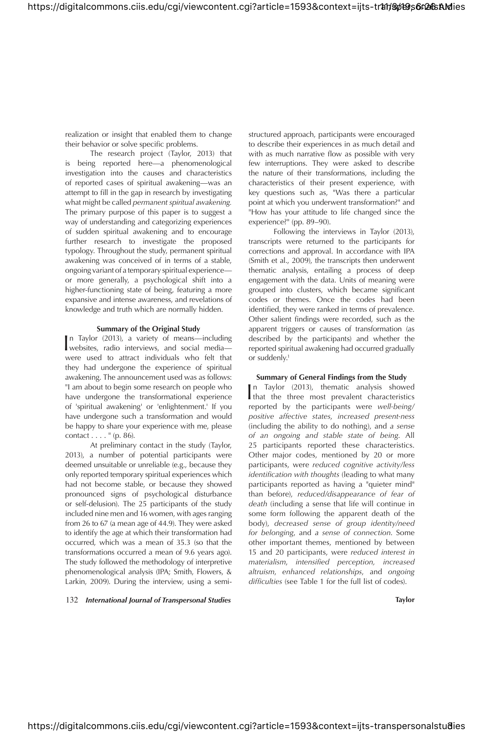realization or insight that enabled them to change their behavior or solve specific problems.

The research project (Taylor, 2013) that is being reported here—a phenomenological investigation into the causes and characteristics of reported cases of spiritual awakening—was an attempt to fill in the gap in research by investigating what might be called *permanent spiritual awakening*. The primary purpose of this paper is to suggest a way of understanding and categorizing experiences of sudden spiritual awakening and to encourage further research to investigate the proposed typology. Throughout the study, permanent spiritual awakening was conceived of in terms of a stable, ongoing variant of a temporary spiritual experience—or more generally, a psychological shift into a higher-functioning state of being, featuring a more expansive and intense awareness, and revelations of knowledge and truth which are normally hidden.

## Summary of the Original Study

In Taylor (2013), a variety of means—including websites, radio interviews, and social media—were used to attract individuals who felt that they had undergone the experience of spiritual awakening. The announcement used was as follows: "I am about to begin some research on people who have undergone the transformational experience of 'spiritual awakening' or 'enlightenment.' If you have undergone such a transformation and would be happy to share your experience with me, please contact . . . . " (p. 86).

At preliminary contact in the study (Taylor, 2013), a number of potential participants were deemed unsuitable or unreliable (e.g., because they only reported temporary spiritual experiences which had not become stable, or because they showed pronounced signs of psychological disturbance or self-delusion). The 25 participants of the study included nine men and 16 women, with ages ranging from 26 to 67 (a mean age of 44.9). They were asked to identify the age at which their transformation had occurred, which was a mean of 35.3 (so that the transformations occurred a mean of 9.6 years ago). The study followed the methodology of interpretive phenomenological analysis (IPA; Smith, Flowers, & Larkin, 2009). During the interview, using a semi-structured approach, participants were encouraged to describe their experiences in as much detail and with as much narrative flow as possible with very few interruptions. They were asked to describe the nature of their transformations, including the characteristics of their present experience, with key questions such as, "Was there a particular point at which you underwent transformation?" and "How has your attitude to life changed since the experience?" (pp. 89–90).

Following the interviews in Taylor (2013), transcripts were returned to the participants for corrections and approval. In accordance with IPA (Smith et al., 2009), the transcripts then underwent thematic analysis, entailing a process of deep engagement with the data. Units of meaning were grouped into clusters, which became significant codes or themes. Once the codes had been identified, they were ranked in terms of prevalence. Other salient findings were recorded, such as the apparent triggers or causes of transformation (as described by the participants) and whether the reported spiritual awakening had occurred gradually or suddenly.[1]

## Summary of General Findings from the Study

In Taylor (2013), thematic analysis showed that the three most prevalent characteristics reported by the participants were *well-being/positive affective states*, *increased present-ness* (including the ability to do nothing), and *a sense of an ongoing and stable state of being*. All 25 participants reported these characteristics. Other major codes, mentioned by 20 or more participants, were *reduced cognitive activity/less identification with thoughts* (leading to what many participants reported as having a "quieter mind" than before), *reduced/disappearance of fear of death* (including a sense that life will continue in some form following the apparent death of the body), *decreased sense of group identity/need for belonging*, and *a sense of connection*. Some other important themes, mentioned by between 15 and 20 participants, were *reduced interest in materialism*, *intensified perception, increased altruism*, *enhanced relationships*, and *ongoing difficulties* (see Table 1 for the full list of codes).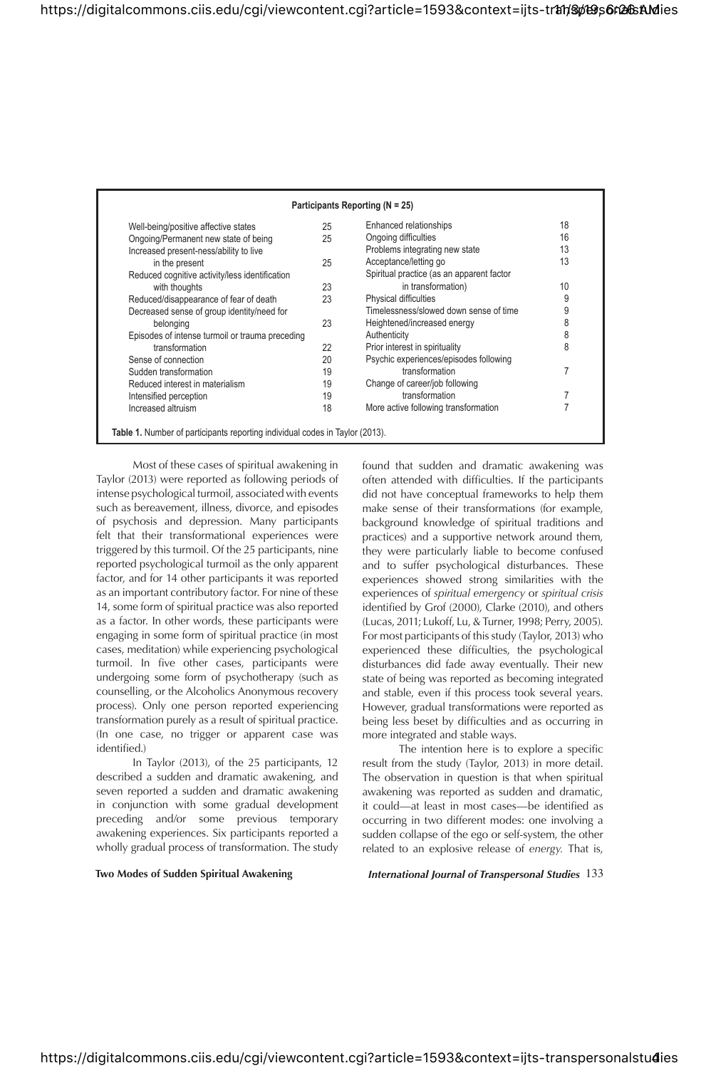| Participants Reporting (N = 25) | | | |
|---|---|---|---|
| Well-being/positive affective states | 25 | Enhanced relationships | 18 |
| Ongoing/Permanent new state of being | 25 | Ongoing difficulties | 16 |
| Increased present-ness/ability to live in the present | 25 | Problems integrating new state | 13 |
| Reduced cognitive activity/less identification with thoughts | 23 | Acceptance/letting go | 13 |
| Reduced/disappearance of fear of death | 23 | Spiritual practice (as an apparent factor in transformation) | 10 |
| Decreased sense of group identity/need for belonging | 23 | Physical difficulties | 9 |
| Episodes of intense turmoil or trauma preceding transformation | 22 | Timelessness/slowed down sense of time | 9 |
| Sense of connection | 20 | Heightened/increased energy | 8 |
| Sudden transformation | 19 | Authenticity | 8 |
| Reduced interest in materialism | 19 | Prior interest in spirituality | 8 |
| Intensified perception | 19 | Psychic experiences/episodes following transformation | 7 |
| Increased altruism | 18 | Change of career/job following transformation | 7 |
| | | More active following transformation | 7 |

**Table 1.** Number of participants reporting individual codes in Taylor (2013).

Most of these cases of spiritual awakening in Taylor (2013) were reported as following periods of intense psychological turmoil, associated with events such as bereavement, illness, divorce, and episodes of psychosis and depression. Many participants felt that their transformational experiences were triggered by this turmoil. Of the 25 participants, nine reported psychological turmoil as the only apparent factor, and for 14 other participants it was reported as an important contributory factor. For nine of these 14, some form of spiritual practice was also reported as a factor. In other words, these participants were engaging in some form of spiritual practice (in most cases, meditation) while experiencing psychological turmoil. In five other cases, participants were undergoing some form of psychotherapy (such as counselling, or the Alcoholics Anonymous recovery process). Only one person reported experiencing transformation purely as a result of spiritual practice. (In one case, no trigger or apparent case was identified.)

In Taylor (2013), of the 25 participants, 12 described a sudden and dramatic awakening, and seven reported a sudden and dramatic awakening in conjunction with some gradual development preceding and/or some previous temporary awakening experiences. Six participants reported a wholly gradual process of transformation. The study found that sudden and dramatic awakening was often attended with difficulties. If the participants did not have conceptual frameworks to help them make sense of their transformations (for example, background knowledge of spiritual traditions and practices) and a supportive network around them, they were particularly liable to become confused and to suffer psychological disturbances. These experiences showed strong similarities with the experiences of *spiritual emergency* or *spiritual crisis* identified by Grof (2000), Clarke (2010), and others (Lucas, 2011; Lukoff, Lu, & Turner, 1998; Perry, 2005). For most participants of this study (Taylor, 2013) who experienced these difficulties, the psychological disturbances did fade away eventually. Their new state of being was reported as becoming integrated and stable, even if this process took several years. However, gradual transformations were reported as being less beset by difficulties and as occurring in more integrated and stable ways.

The intention here is to explore a specific result from the study (Taylor, 2013) in more detail. The observation in question is that when spiritual awakening was reported as sudden and dramatic, it could—at least in most cases—be identified as occurring in two different modes: one involving a sudden collapse of the ego or self-system, the other related to an explosive release of *energy.* That is,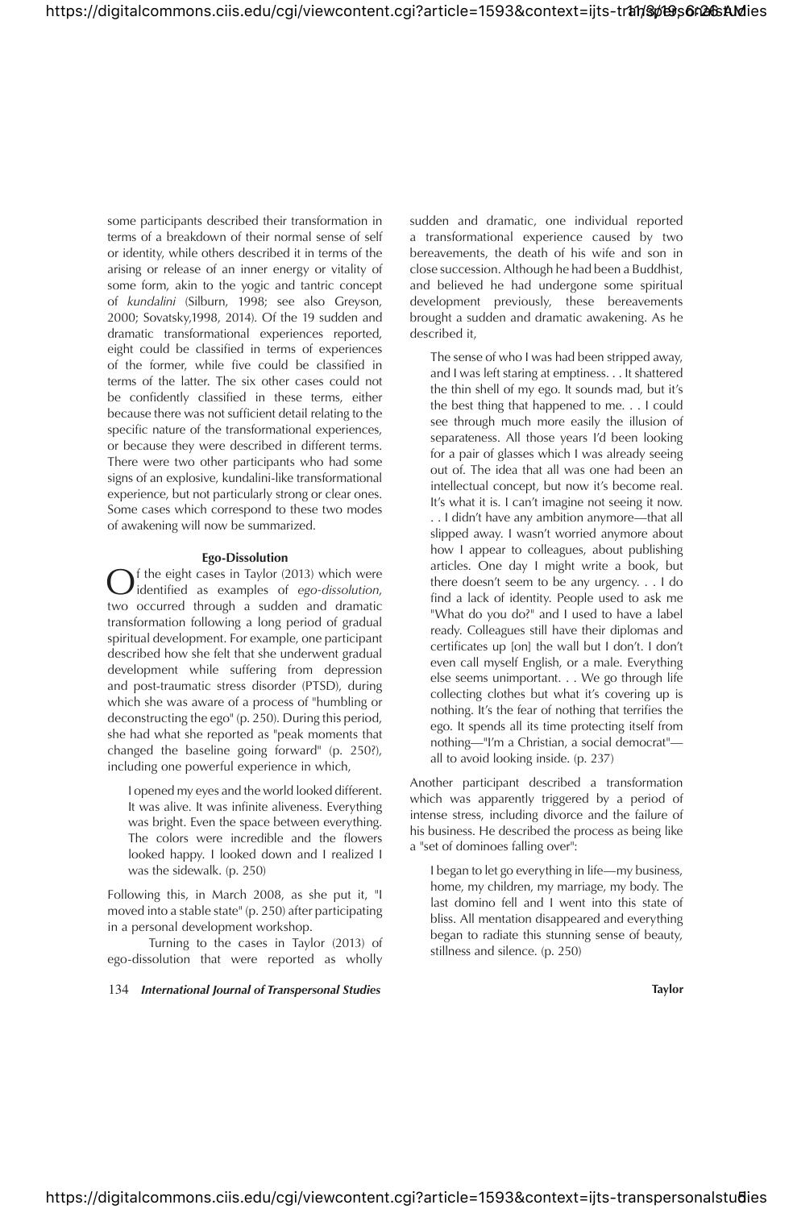some participants described their transformation in terms of a breakdown of their normal sense of self or identity, while others described it in terms of the arising or release of an inner energy or vitality of some form, akin to the yogic and tantric concept of *kundalini* (Silburn, 1998; see also Greyson, 2000; Sovatsky,1998, 2014). Of the 19 sudden and dramatic transformational experiences reported, eight could be classified in terms of experiences of the former, while five could be classified in terms of the latter. The six other cases could not be confidently classified in these terms, either because there was not sufficient detail relating to the specific nature of the transformational experiences, or because they were described in different terms. There were two other participants who had some signs of an explosive, kundalini-like transformational experience, but not particularly strong or clear ones. Some cases which correspond to these two modes of awakening will now be summarized.

### Ego-Dissolution

Of the eight cases in Taylor (2013) which were identified as examples of *ego-dissolution*, two occurred through a sudden and dramatic transformation following a long period of gradual spiritual development. For example, one participant described how she felt that she underwent gradual development while suffering from depression and post-traumatic stress disorder (PTSD), during which she was aware of a process of "humbling or deconstructing the ego" (p. 250). During this period, she had what she reported as "peak moments that changed the baseline going forward" (p. 250?), including one powerful experience in which,

> I opened my eyes and the world looked different. It was alive. It was infinite aliveness. Everything was bright. Even the space between everything. The colors were incredible and the flowers looked happy. I looked down and I realized I was the sidewalk. (p. 250)

Following this, in March 2008, as she put it, "I moved into a stable state" (p. 250) after participating in a personal development workshop.

Turning to the cases in Taylor (2013) of ego-dissolution that were reported as wholly sudden and dramatic, one individual reported a transformational experience caused by two bereavements, the death of his wife and son in close succession. Although he had been a Buddhist, and believed he had undergone some spiritual development previously, these bereavements brought a sudden and dramatic awakening. As he described it,

> The sense of who I was had been stripped away, and I was left staring at emptiness. . . It shattered the thin shell of my ego. It sounds mad, but it's the best thing that happened to me. . . I could see through much more easily the illusion of separateness. All those years I'd been looking for a pair of glasses which I was already seeing out of. The idea that all was one had been an intellectual concept, but now it's become real. It's what it is. I can't imagine not seeing it now. . . I didn't have any ambition anymore—that all slipped away. I wasn't worried anymore about how I appear to colleagues, about publishing articles. One day I might write a book, but there doesn't seem to be any urgency. . . I do find a lack of identity. People used to ask me "What do you do?" and I used to have a label ready. Colleagues still have their diplomas and certificates up [on] the wall but I don't. I don't even call myself English, or a male. Everything else seems unimportant. . . We go through life collecting clothes but what it's covering up is nothing. It's the fear of nothing that terrifies the ego. It spends all its time protecting itself from nothing—"I'm a Christian, a social democrat"—all to avoid looking inside. (p. 237)

Another participant described a transformation which was apparently triggered by a period of intense stress, including divorce and the failure of his business. He described the process as being like a "set of dominoes falling over":

> I began to let go everything in life—my business, home, my children, my marriage, my body. The last domino fell and I went into this state of bliss. All mentation disappeared and everything began to radiate this stunning sense of beauty, stillness and silence. (p. 250)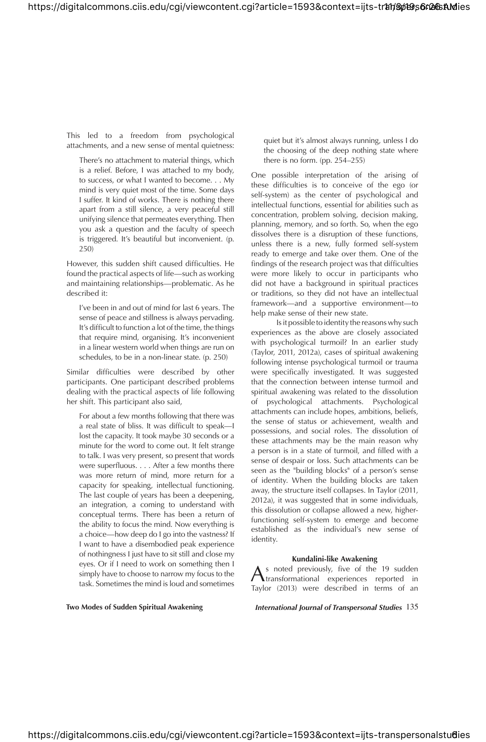This led to a freedom from psychological attachments, and a new sense of mental quietness:

> There's no attachment to material things, which is a relief. Before, I was attached to my body, to success, or what I wanted to become. . . My mind is very quiet most of the time. Some days I suffer. It kind of works. There is nothing there apart from a still silence, a very peaceful still unifying silence that permeates everything. Then you ask a question and the faculty of speech is triggered. It's beautiful but inconvenient. (p. 250)

However, this sudden shift caused difficulties. He found the practical aspects of life—such as working and maintaining relationships—problematic. As he described it:

> I've been in and out of mind for last 6 years. The sense of peace and stillness is always pervading. It's difficult to function a lot of the time, the things that require mind, organising. It's inconvenient in a linear western world when things are run on schedules, to be in a non-linear state. (p. 250)

Similar difficulties were described by other participants. One participant described problems dealing with the practical aspects of life following her shift. This participant also said,

> For about a few months following that there was a real state of bliss. It was difficult to speak—I lost the capacity. It took maybe 30 seconds or a minute for the word to come out. It felt strange to talk. I was very present, so present that words were superfluous. . . . After a few months there was more return of mind, more return for a capacity for speaking, intellectual functioning. The last couple of years has been a deepening, an integration, a coming to understand with conceptual terms. There has been a return of the ability to focus the mind. Now everything is a choice—how deep do I go into the vastness? If I want to have a disembodied peak experience of nothingness I just have to sit still and close my eyes. Or if I need to work on something then I simply have to choose to narrow my focus to the task. Sometimes the mind is loud and sometimes quiet but it's almost always running, unless I do the choosing of the deep nothing state where there is no form. (pp. 254–255)

One possible interpretation of the arising of these difficulties is to conceive of the ego (or self-system) as the center of psychological and intellectual functions, essential for abilities such as concentration, problem solving, decision making, planning, memory, and so forth. So, when the ego dissolves there is a disruption of these functions, unless there is a new, fully formed self-system ready to emerge and take over them. One of the findings of the research project was that difficulties were more likely to occur in participants who did not have a background in spiritual practices or traditions, so they did not have an intellectual framework—and a supportive environment—to help make sense of their new state.

Is it possible to identity the reasons why such experiences as the above are closely associated with psychological turmoil? In an earlier study (Taylor, 2011, 2012a), cases of spiritual awakening following intense psychological turmoil or trauma were specifically investigated. It was suggested that the connection between intense turmoil and spiritual awakening was related to the dissolution of psychological attachments. Psychological attachments can include hopes, ambitions, beliefs, the sense of status or achievement, wealth and possessions, and social roles. The dissolution of these attachments may be the main reason why a person is in a state of turmoil, and filled with a sense of despair or loss. Such attachments can be seen as the "building blocks" of a person's sense of identity. When the building blocks are taken away, the structure itself collapses. In Taylor (2011, 2012a), it was suggested that in some individuals, this dissolution or collapse allowed a new, higher-functioning self-system to emerge and become established as the individual's new sense of identity.

### Kundalini-like Awakening

As noted previously, five of the 19 sudden transformational experiences reported in Taylor (2013) were described in terms of an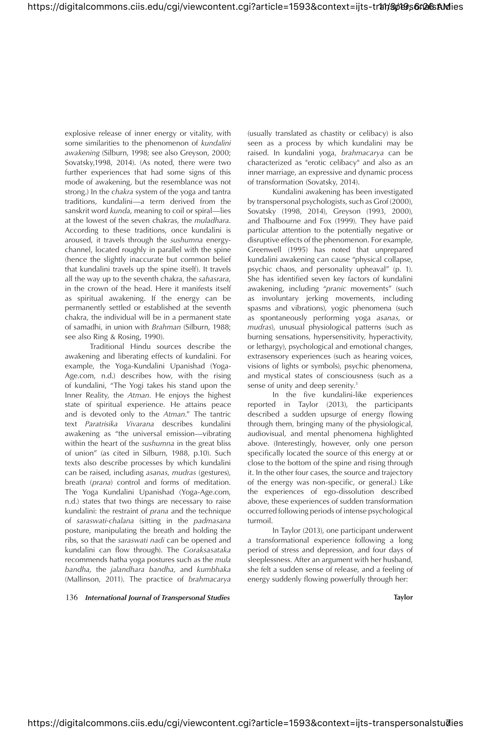explosive release of inner energy or vitality, with some similarities to the phenomenon of *kundalini awakening* (Silburn, 1998; see also Greyson, 2000; Sovatsky,1998, 2014). (As noted, there were two further experiences that had some signs of this mode of awakening, but the resemblance was not strong.) In the *chakra* system of the yoga and tantra traditions, kundalini—a term derived from the sanskrit word *kunda*, meaning to coil or spiral—lies at the lowest of the seven chakras, the *muladhara*. According to these traditions, once kundalini is aroused, it travels through the *sushumna* energy-channel, located roughly in parallel with the spine (hence the slightly inaccurate but common belief that kundalini travels up the spine itself). It travels all the way up to the seventh chakra, the *sahasrara*, in the crown of the head. Here it manifests itself as spiritual awakening. If the energy can be permanently settled or established at the seventh chakra, the individual will be in a permanent state of samadhi, in union with *Brahman* (Silburn, 1988; see also Ring & Rosing, 1990).

Traditional Hindu sources describe the awakening and liberating effects of kundalini. For example, the Yoga-Kundalini Upanishad (Yoga-Age.com, n.d.) describes how, with the rising of kundalini, "The Yogi takes his stand upon the Inner Reality, the *Atman*. He enjoys the highest state of spiritual experience. He attains peace and is devoted only to the *Atman*." The tantric text *Paratrisika Vivarana* describes kundalini awakening as "the universal emission—vibrating within the heart of the *sushumna* in the great bliss of union" (as cited in Silburn, 1988, p.10). Such texts also describe processes by which kundalini can be raised, including *asanas*, *mudras* (gestures), breath (*prana*) control and forms of meditation. The Yoga Kundalini Upanishad (Yoga-Age.com, n.d.) states that two things are necessary to raise kundalini: the restraint of *prana* and the technique of *saraswati-chalana* (sitting in the *padmasana* posture, manipulating the breath and holding the ribs, so that the *saraswati nadi* can be opened and kundalini can flow through). The *Goraksasataka* recommends hatha yoga postures such as the *mula bandha*, the *jalandhara bandha*, and *kumbhaka* (Mallinson, 2011). The practice of *brahmacarya* (usually translated as chastity or celibacy) is also seen as a process by which kundalini may be raised. In kundalini yoga, *brahmacarya* can be characterized as "erotic celibacy" and also as an inner marriage, an expressive and dynamic process of transformation (Sovatsky, 2014).

Kundalini awakening has been investigated by transpersonal psychologists, such as Grof (2000), Sovatsky (1998, 2014), Greyson (1993, 2000), and Thalbourne and Fox (1999). They have paid particular attention to the potentially negative or disruptive effects of the phenomenon. For example, Greenwell (1995) has noted that unprepared kundalini awakening can cause "physical collapse, psychic chaos, and personality upheaval" (p. 1). She has identified seven key factors of kundalini awakening, including "*pranic* movements" (such as involuntary jerking movements, including spasms and vibrations), yogic phenomena (such as spontaneously performing yoga *asanas*, or *mudras*), unusual physiological patterns (such as burning sensations, hypersensitivity, hyperactivity, or lethargy), psychological and emotional changes, extrasensory experiences (such as hearing voices, visions of lights or symbols), psychic phenomena, and mystical states of consciousness (such as a sense of unity and deep serenity.[3]

In the five kundalini-like experiences reported in Taylor (2013), the participants described a sudden upsurge of energy flowing through them, bringing many of the physiological, audiovisual, and mental phenomena highlighted above. (Interestingly, however, only one person specifically located the source of this energy at or close to the bottom of the spine and rising through it. In the other four cases, the source and trajectory of the energy was non-specific, or general.) Like the experiences of ego-dissolution described above, these experiences of sudden transformation occurred following periods of intense psychological turmoil.

In Taylor (2013), one participant underwent a transformational experience following a long period of stress and depression, and four days of sleeplessness. After an argument with her husband, she felt a sudden sense of release, and a feeling of energy suddenly flowing powerfully through her: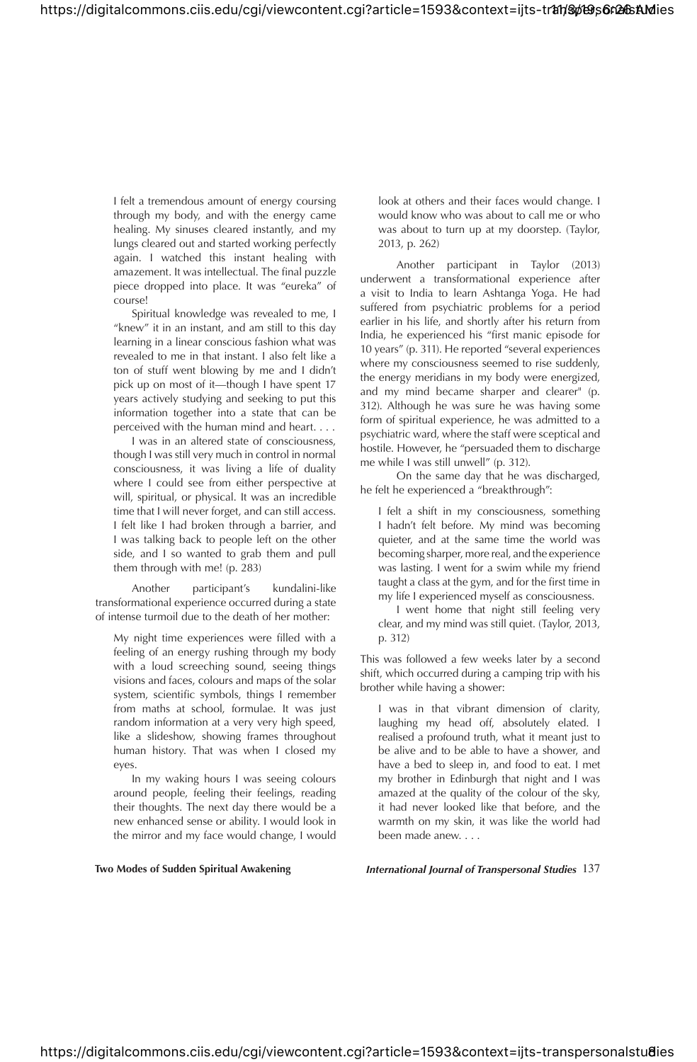> I felt a tremendous amount of energy coursing through my body, and with the energy came healing. My sinuses cleared instantly, and my lungs cleared out and started working perfectly again. I watched this instant healing with amazement. It was intellectual. The final puzzle piece dropped into place. It was "eureka" of course!
>
> Spiritual knowledge was revealed to me, I "knew" it in an instant, and am still to this day learning in a linear conscious fashion what was revealed to me in that instant. I also felt like a ton of stuff went blowing by me and I didn't pick up on most of it—though I have spent 17 years actively studying and seeking to put this information together into a state that can be perceived with the human mind and heart. . . .
>
> I was in an altered state of consciousness, though I was still very much in control in normal consciousness, it was living a life of duality where I could see from either perspective at will, spiritual, or physical. It was an incredible time that I will never forget, and can still access. I felt like I had broken through a barrier, and I was talking back to people left on the other side, and I so wanted to grab them and pull them through with me! (p. 283)

Another participant's kundalini-like transformational experience occurred during a state of intense turmoil due to the death of her mother:

> My night time experiences were filled with a feeling of an energy rushing through my body with a loud screeching sound, seeing things visions and faces, colours and maps of the solar system, scientific symbols, things I remember from maths at school, formulae. It was just random information at a very very high speed, like a slideshow, showing frames throughout human history. That was when I closed my eyes.
>
> In my waking hours I was seeing colours around people, feeling their feelings, reading their thoughts. The next day there would be a new enhanced sense or ability. I would look in the mirror and my face would change, I would look at others and their faces would change. I would know who was about to call me or who was about to turn up at my doorstep. (Taylor, 2013, p. 262)

Another participant in Taylor (2013) underwent a transformational experience after a visit to India to learn Ashtanga Yoga. He had suffered from psychiatric problems for a period earlier in his life, and shortly after his return from India, he experienced his "first manic episode for 10 years" (p. 311). He reported "several experiences where my consciousness seemed to rise suddenly, the energy meridians in my body were energized, and my mind became sharper and clearer" (p. 312). Although he was sure he was having some form of spiritual experience, he was admitted to a psychiatric ward, where the staff were sceptical and hostile. However, he "persuaded them to discharge me while I was still unwell" (p. 312).

On the same day that he was discharged, he felt he experienced a "breakthrough":

> I felt a shift in my consciousness, something I hadn't felt before. My mind was becoming quieter, and at the same time the world was becoming sharper, more real, and the experience was lasting. I went for a swim while my friend taught a class at the gym, and for the first time in my life I experienced myself as consciousness.
>
> I went home that night still feeling very clear, and my mind was still quiet. (Taylor, 2013, p. 312)

This was followed a few weeks later by a second shift, which occurred during a camping trip with his brother while having a shower:

> I was in that vibrant dimension of clarity, laughing my head off, absolutely elated. I realised a profound truth, what it meant just to be alive and to be able to have a shower, and have a bed to sleep in, and food to eat. I met my brother in Edinburgh that night and I was amazed at the quality of the colour of the sky, it had never looked like that before, and the warmth on my skin, it was like the world had been made anew. . . .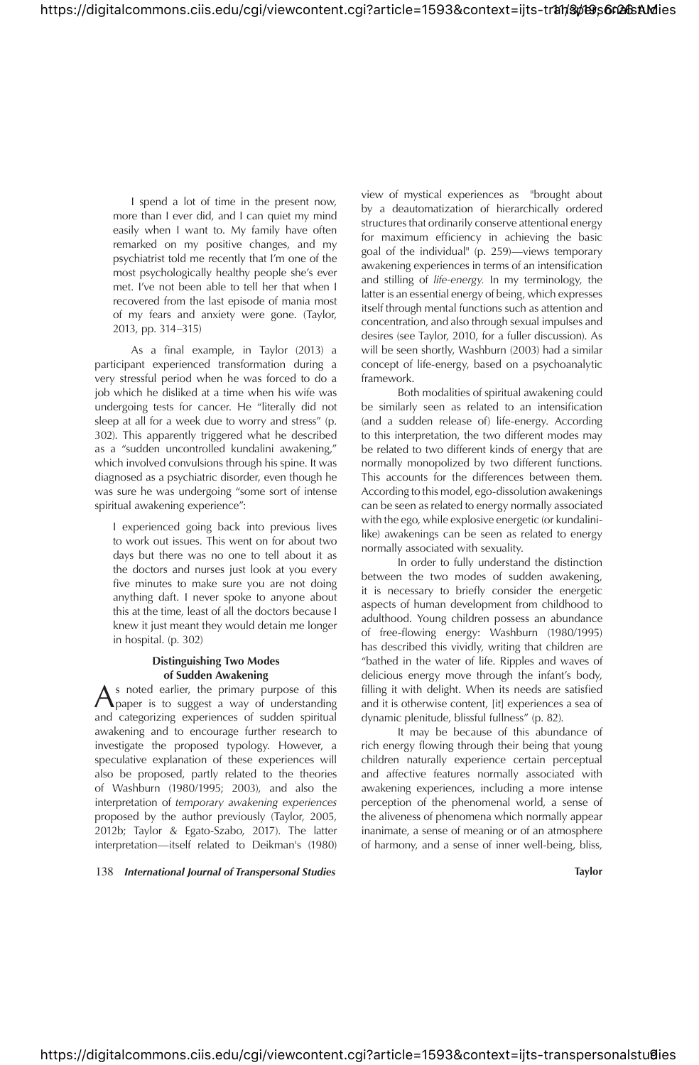> I spend a lot of time in the present now, more than I ever did, and I can quiet my mind easily when I want to. My family have often remarked on my positive changes, and my psychiatrist told me recently that I'm one of the most psychologically healthy people she's ever met. I've not been able to tell her that when I recovered from the last episode of mania most of my fears and anxiety were gone. (Taylor, 2013, pp. 314–315)

As a final example, in Taylor (2013) a participant experienced transformation during a very stressful period when he was forced to do a job which he disliked at a time when his wife was undergoing tests for cancer. He "literally did not sleep at all for a week due to worry and stress" (p. 302). This apparently triggered what he described as a "sudden uncontrolled kundalini awakening," which involved convulsions through his spine. It was diagnosed as a psychiatric disorder, even though he was sure he was undergoing "some sort of intense spiritual awakening experience":

> I experienced going back into previous lives to work out issues. This went on for about two days but there was no one to tell about it as the doctors and nurses just look at you every five minutes to make sure you are not doing anything daft. I never spoke to anyone about this at the time, least of all the doctors because I knew it just meant they would detain me longer in hospital. (p. 302)

### Distinguishing Two Modes of Sudden Awakening

As noted earlier, the primary purpose of this paper is to suggest a way of understanding and categorizing experiences of sudden spiritual awakening and to encourage further research to investigate the proposed typology. However, a speculative explanation of these experiences will also be proposed, partly related to the theories of Washburn (1980/1995; 2003), and also the interpretation of *temporary awakening experiences* proposed by the author previously (Taylor, 2005, 2012b; Taylor & Egato-Szabo, 2017). The latter interpretation—itself related to Deikman's (1980) view of mystical experiences as "brought about by a deautomatization of hierarchically ordered structures that ordinarily conserve attentional energy for maximum efficiency in achieving the basic goal of the individual" (p. 259)—views temporary awakening experiences in terms of an intensification and stilling of *life-energy.* In my terminology, the latter is an essential energy of being, which expresses itself through mental functions such as attention and concentration, and also through sexual impulses and desires (see Taylor, 2010, for a fuller discussion). As will be seen shortly, Washburn (2003) had a similar concept of life-energy, based on a psychoanalytic framework.

Both modalities of spiritual awakening could be similarly seen as related to an intensification (and a sudden release of) life-energy. According to this interpretation, the two different modes may be related to two different kinds of energy that are normally monopolized by two different functions. This accounts for the differences between them. According to this model, ego-dissolution awakenings can be seen as related to energy normally associated with the ego, while explosive energetic (or kundalini-like) awakenings can be seen as related to energy normally associated with sexuality.

In order to fully understand the distinction between the two modes of sudden awakening, it is necessary to briefly consider the energetic aspects of human development from childhood to adulthood. Young children possess an abundance of free-flowing energy: Washburn (1980/1995) has described this vividly, writing that children are "bathed in the water of life. Ripples and waves of delicious energy move through the infant's body, filling it with delight. When its needs are satisfied and it is otherwise content, [it] experiences a sea of dynamic plenitude, blissful fullness" (p. 82).

It may be because of this abundance of rich energy flowing through their being that young children naturally experience certain perceptual and affective features normally associated with awakening experiences, including a more intense perception of the phenomenal world, a sense of the aliveness of phenomena which normally appear inanimate, a sense of meaning or of an atmosphere of harmony, and a sense of inner well-being, bliss,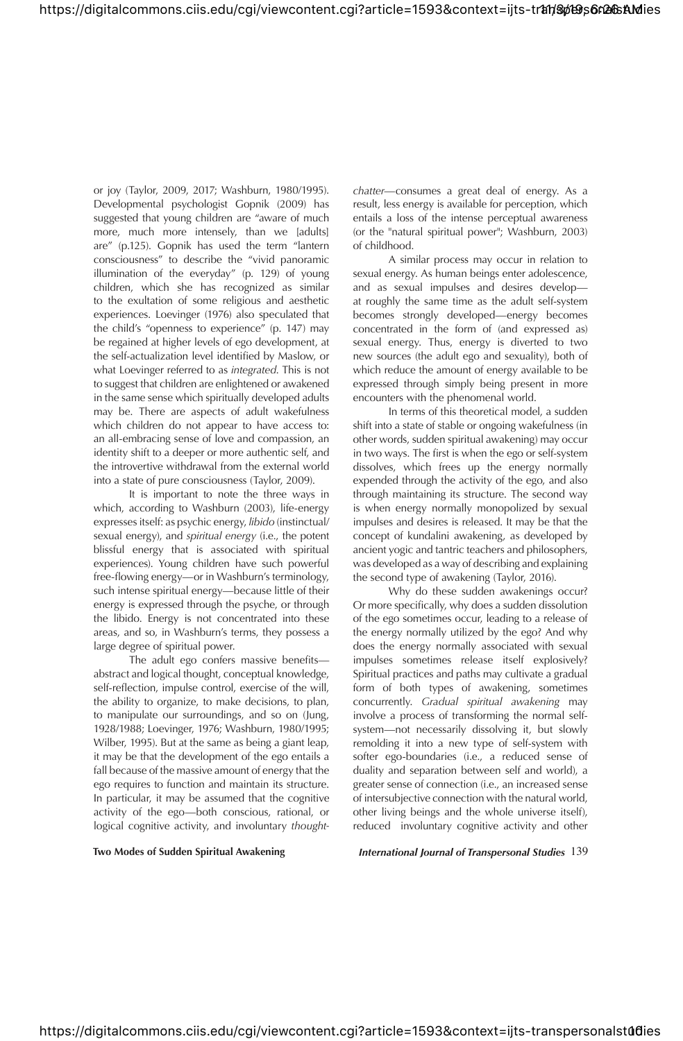or joy (Taylor, 2009, 2017; Washburn, 1980/1995). Developmental psychologist Gopnik (2009) has suggested that young children are "aware of much more, much more intensely, than we [adults] are" (p.125). Gopnik has used the term "lantern consciousness" to describe the "vivid panoramic illumination of the everyday" (p. 129) of young children, which she has recognized as similar to the exultation of some religious and aesthetic experiences. Loevinger (1976) also speculated that the child's "openness to experience" (p. 147) may be regained at higher levels of ego development, at the self-actualization level identified by Maslow, or what Loevinger referred to as *integrated*. This is not to suggest that children are enlightened or awakened in the same sense which spiritually developed adults may be. There are aspects of adult wakefulness which children do not appear to have access to: an all-embracing sense of love and compassion, an identity shift to a deeper or more authentic self, and the introvertive withdrawal from the external world into a state of pure consciousness (Taylor, 2009).

It is important to note the three ways in which, according to Washburn (2003), life-energy expresses itself: as psychic energy, *libido* (instinctual/sexual energy), and *spiritual energy* (i.e., the potent blissful energy that is associated with spiritual experiences). Young children have such powerful free-flowing energy—or in Washburn's terminology, such intense spiritual energy—because little of their energy is expressed through the psyche, or through the libido. Energy is not concentrated into these areas, and so, in Washburn's terms, they possess a large degree of spiritual power.

The adult ego confers massive benefits—abstract and logical thought, conceptual knowledge, self-reflection, impulse control, exercise of the will, the ability to organize, to make decisions, to plan, to manipulate our surroundings, and so on (Jung, 1928/1988; Loevinger, 1976; Washburn, 1980/1995; Wilber, 1995). But at the same as being a giant leap, it may be that the development of the ego entails a fall because of the massive amount of energy that the ego requires to function and maintain its structure. In particular, it may be assumed that the cognitive activity of the ego—both conscious, rational, or logical cognitive activity, and involuntary *thought-chatter*—consumes a great deal of energy. As a result, less energy is available for perception, which entails a loss of the intense perceptual awareness (or the "natural spiritual power"; Washburn, 2003) of childhood.

A similar process may occur in relation to sexual energy. As human beings enter adolescence, and as sexual impulses and desires develop—at roughly the same time as the adult self-system becomes strongly developed—energy becomes concentrated in the form of (and expressed as) sexual energy. Thus, energy is diverted to two new sources (the adult ego and sexuality), both of which reduce the amount of energy available to be expressed through simply being present in more encounters with the phenomenal world.

In terms of this theoretical model, a sudden shift into a state of stable or ongoing wakefulness (in other words, sudden spiritual awakening) may occur in two ways. The first is when the ego or self-system dissolves, which frees up the energy normally expended through the activity of the ego, and also through maintaining its structure. The second way is when energy normally monopolized by sexual impulses and desires is released. It may be that the concept of kundalini awakening, as developed by ancient yogic and tantric teachers and philosophers, was developed as a way of describing and explaining the second type of awakening (Taylor, 2016).

Why do these sudden awakenings occur? Or more specifically, why does a sudden dissolution of the ego sometimes occur, leading to a release of the energy normally utilized by the ego? And why does the energy normally associated with sexual impulses sometimes release itself explosively? Spiritual practices and paths may cultivate a gradual form of both types of awakening, sometimes concurrently. *Gradual spiritual awakening* may involve a process of transforming the normal self-system—not necessarily dissolving it, but slowly remolding it into a new type of self-system with softer ego-boundaries (i.e., a reduced sense of duality and separation between self and world), a greater sense of connection (i.e., an increased sense of intersubjective connection with the natural world, other living beings and the whole universe itself), reduced involuntary cognitive activity and other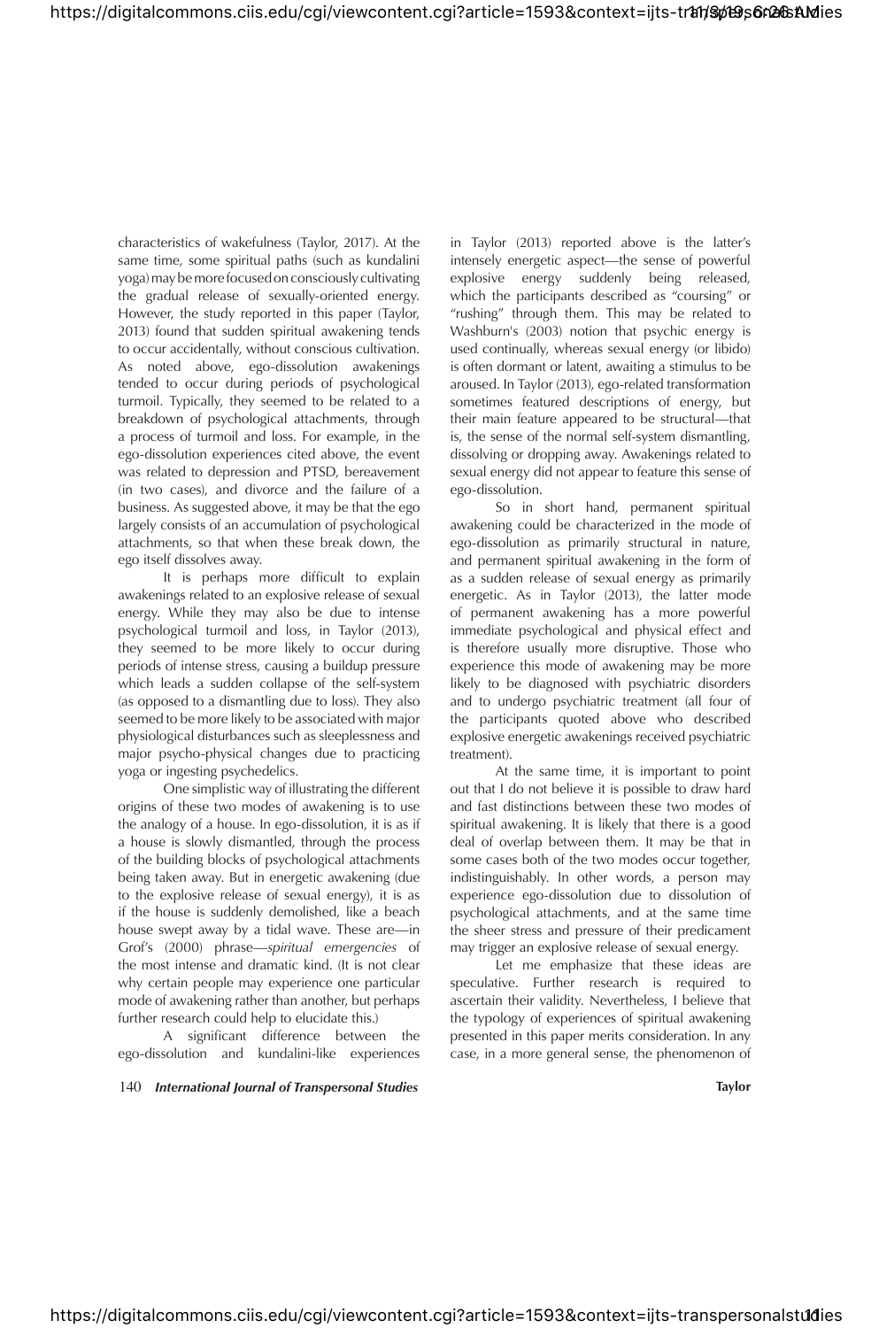characteristics of wakefulness (Taylor, 2017). At the same time, some spiritual paths (such as kundalini yoga) may be more focused on consciously cultivating the gradual release of sexually-oriented energy. However, the study reported in this paper (Taylor, 2013) found that sudden spiritual awakening tends to occur accidentally, without conscious cultivation. As noted above, ego-dissolution awakenings tended to occur during periods of psychological turmoil. Typically, they seemed to be related to a breakdown of psychological attachments, through a process of turmoil and loss. For example, in the ego-dissolution experiences cited above, the event was related to depression and PTSD, bereavement (in two cases), and divorce and the failure of a business. As suggested above, it may be that the ego largely consists of an accumulation of psychological attachments, so that when these break down, the ego itself dissolves away.

It is perhaps more difficult to explain awakenings related to an explosive release of sexual energy. While they may also be due to intense psychological turmoil and loss, in Taylor (2013), they seemed to be more likely to occur during periods of intense stress, causing a buildup pressure which leads a sudden collapse of the self-system (as opposed to a dismantling due to loss). They also seemed to be more likely to be associated with major physiological disturbances such as sleeplessness and major psycho-physical changes due to practicing yoga or ingesting psychedelics.

One simplistic way of illustrating the different origins of these two modes of awakening is to use the analogy of a house. In ego-dissolution, it is as if a house is slowly dismantled, through the process of the building blocks of psychological attachments being taken away. But in energetic awakening (due to the explosive release of sexual energy), it is as if the house is suddenly demolished, like a beach house swept away by a tidal wave. These are—in Grof's (2000) phrase—*spiritual emergencies* of the most intense and dramatic kind. (It is not clear why certain people may experience one particular mode of awakening rather than another, but perhaps further research could help to elucidate this.)

A significant difference between the ego-dissolution and kundalini-like experiences in Taylor (2013) reported above is the latter's intensely energetic aspect—the sense of powerful explosive energy suddenly being released, which the participants described as "coursing" or "rushing" through them. This may be related to Washburn's (2003) notion that psychic energy is used continually, whereas sexual energy (or libido) is often dormant or latent, awaiting a stimulus to be aroused. In Taylor (2013), ego-related transformation sometimes featured descriptions of energy, but their main feature appeared to be structural—that is, the sense of the normal self-system dismantling, dissolving or dropping away. Awakenings related to sexual energy did not appear to feature this sense of ego-dissolution.

So in short hand, permanent spiritual awakening could be characterized in the mode of ego-dissolution as primarily structural in nature, and permanent spiritual awakening in the form of as a sudden release of sexual energy as primarily energetic. As in Taylor (2013), the latter mode of permanent awakening has a more powerful immediate psychological and physical effect and is therefore usually more disruptive. Those who experience this mode of awakening may be more likely to be diagnosed with psychiatric disorders and to undergo psychiatric treatment (all four of the participants quoted above who described explosive energetic awakenings received psychiatric treatment).

At the same time, it is important to point out that I do not believe it is possible to draw hard and fast distinctions between these two modes of spiritual awakening. It is likely that there is a good deal of overlap between them. It may be that in some cases both of the two modes occur together, indistinguishably. In other words, a person may experience ego-dissolution due to dissolution of psychological attachments, and at the same time the sheer stress and pressure of their predicament may trigger an explosive release of sexual energy.

Let me emphasize that these ideas are speculative. Further research is required to ascertain their validity. Nevertheless, I believe that the typology of experiences of spiritual awakening presented in this paper merits consideration. In any case, in a more general sense, the phenomenon of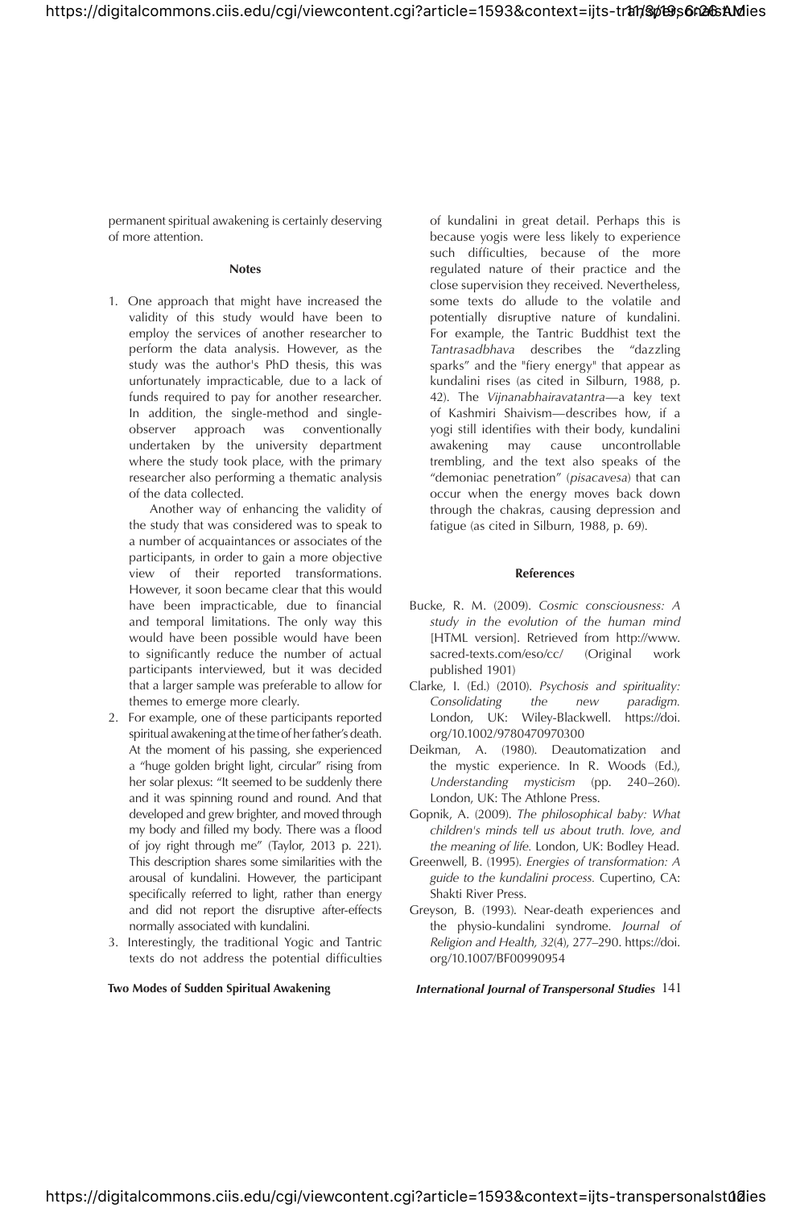permanent spiritual awakening is certainly deserving of more attention.

### Notes

1. One approach that might have increased the validity of this study would have been to employ the services of another researcher to perform the data analysis. However, as the study was the author's PhD thesis, this was unfortunately impracticable, due to a lack of funds required to pay for another researcher. In addition, the single-method and single-observer approach was conventionally undertaken by the university department where the study took place, with the primary researcher also performing a thematic analysis of the data collected.

   Another way of enhancing the validity of the study that was considered was to speak to a number of acquaintances or associates of the participants, in order to gain a more objective view of their reported transformations. However, it soon became clear that this would have been impracticable, due to financial and temporal limitations. The only way this would have been possible would have been to significantly reduce the number of actual participants interviewed, but it was decided that a larger sample was preferable to allow for themes to emerge more clearly.

2. For example, one of these participants reported spiritual awakening at the time of her father's death. At the moment of his passing, she experienced a "huge golden bright light, circular" rising from her solar plexus: "It seemed to be suddenly there and it was spinning round and round. And that developed and grew brighter, and moved through my body and filled my body. There was a flood of joy right through me" (Taylor, 2013 p. 221). This description shares some similarities with the arousal of kundalini. However, the participant specifically referred to light, rather than energy and did not report the disruptive after-effects normally associated with kundalini.

3. Interestingly, the traditional Yogic and Tantric texts do not address the potential difficulties of kundalini in great detail. Perhaps this is because yogis were less likely to experience such difficulties, because of the more regulated nature of their practice and the close supervision they received. Nevertheless, some texts do allude to the volatile and potentially disruptive nature of kundalini. For example, the Tantric Buddhist text the *Tantrasadbhava* describes the "dazzling sparks" and the "fiery energy" that appear as kundalini rises (as cited in Silburn, 1988, p. 42). The *Vijnanabhairavatantra*—a key text of Kashmiri Shaivism—describes how, if a yogi still identifies with their body, kundalini awakening may cause uncontrollable trembling, and the text also speaks of the "demoniac penetration" (*pisacavesa*) that can occur when the energy moves back down through the chakras, causing depression and fatigue (as cited in Silburn, 1988, p. 69).

### References

Bucke, R. M. (2009). *Cosmic consciousness: A study in the evolution of the human mind* [HTML version]. Retrieved from http://www.sacred-texts.com/eso/cc/ (Original work published 1901)

Clarke, I. (Ed.) (2010). *Psychosis and spirituality: Consolidating the new paradigm.* London, UK: Wiley-Blackwell. https://doi.org/10.1002/9780470970300

Deikman, A. (1980). Deautomatization and the mystic experience. In R. Woods (Ed.), *Understanding mysticism* (pp. 240–260). London, UK: The Athlone Press.

Gopnik, A. (2009). *The philosophical baby: What children's minds tell us about truth. love, and the meaning of life.* London, UK: Bodley Head.

Greenwell, B. (1995). *Energies of transformation: A guide to the kundalini process.* Cupertino, CA: Shakti River Press.

Greyson, B. (1993). Near-death experiences and the physio-kundalini syndrome. *Journal of Religion and Health, 32*(4), 277–290. https://doi.org/10.1007/BF00990954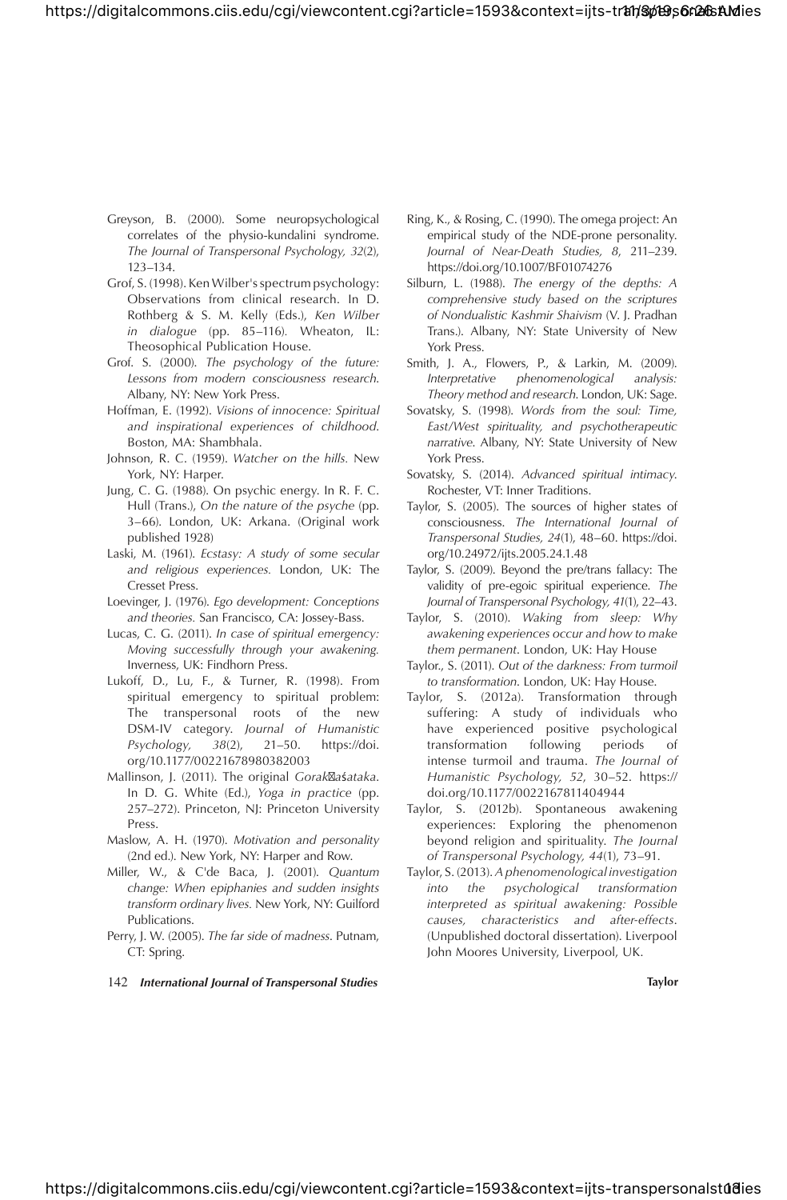Greyson, B. (2000). Some neuropsychological correlates of the physio-kundalini syndrome. *The Journal of Transpersonal Psychology, 32*(2), 123–134.

Grof, S. (1998). Ken Wilber's spectrum psychology: Observations from clinical research. In D. Rothberg & S. M. Kelly (Eds.), *Ken Wilber in dialogue* (pp. 85–116). Wheaton, IL: Theosophical Publication House.

Grof. S. (2000). *The psychology of the future: Lessons from modern consciousness research*. Albany, NY: New York Press.

Hoffman, E. (1992). *Visions of innocence: Spiritual and inspirational experiences of childhood*. Boston, MA: Shambhala.

Johnson, R. C. (1959). *Watcher on the hills*. New York, NY: Harper.

Jung, C. G. (1988). On psychic energy. In R. F. C. Hull (Trans.), *On the nature of the psyche* (pp. 3–66). London, UK: Arkana. (Original work published 1928)

Laski, M. (1961). *Ecstasy: A study of some secular and religious experiences*. London, UK: The Cresset Press.

Loevinger, J. (1976). *Ego development: Conceptions and theories*. San Francisco, CA: Jossey-Bass.

Lucas, C. G. (2011). *In case of spiritual emergency: Moving successfully through your awakening*. Inverness, UK: Findhorn Press.

Lukoff, D., Lu, F., & Turner, R. (1998). From spiritual emergency to spiritual problem: The transpersonal roots of the new DSM-IV category. *Journal of Humanistic Psychology, 38*(2), 21–50. https://doi.org/10.1177/00221678980382003

Mallinson, J. (2011). The original *Gorakṣaśataka*. In D. G. White (Ed.), *Yoga in practice* (pp. 257–272). Princeton, NJ: Princeton University Press.

Maslow, A. H. (1970). *Motivation and personality* (2nd ed.). New York, NY: Harper and Row.

Miller, W., & C'de Baca, J. (2001). *Quantum change: When epiphanies and sudden insights transform ordinary lives*. New York, NY: Guilford Publications.

Perry, J. W. (2005). *The far side of madness*. Putnam, CT: Spring.

Ring, K., & Rosing, C. (1990). The omega project: An empirical study of the NDE-prone personality. *Journal of Near-Death Studies, 8*, 211–239. https://doi.org/10.1007/BF01074276

Silburn, L. (1988). *The energy of the depths: A comprehensive study based on the scriptures of Nondualistic Kashmir Shaivism* (V. J. Pradhan Trans.). Albany, NY: State University of New York Press.

Smith, J. A., Flowers, P., & Larkin, M. (2009). *Interpretative phenomenological analysis: Theory method and research*. London, UK: Sage.

Sovatsky, S. (1998). *Words from the soul: Time, East/West spirituality, and psychotherapeutic narrative*. Albany, NY: State University of New York Press.

Sovatsky, S. (2014). *Advanced spiritual intimacy*. Rochester, VT: Inner Traditions.

Taylor, S. (2005). The sources of higher states of consciousness. *The International Journal of Transpersonal Studies, 24*(1), 48–60. https://doi.org/10.24972/ijts.2005.24.1.48

Taylor, S. (2009). Beyond the pre/trans fallacy: The validity of pre-egoic spiritual experience. *The Journal of Transpersonal Psychology, 41*(1), 22–43.

Taylor, S. (2010). *Waking from sleep: Why awakening experiences occur and how to make them permanent*. London, UK: Hay House

Taylor., S. (2011). *Out of the darkness: From turmoil to transformation*. London, UK: Hay House.

Taylor, S. (2012a). Transformation through suffering: A study of individuals who have experienced positive psychological transformation following periods of intense turmoil and trauma. *The Journal of Humanistic Psychology, 52*, 30–52. https://doi.org/10.1177/0022167811404944

Taylor, S. (2012b). Spontaneous awakening experiences: Exploring the phenomenon beyond religion and spirituality. *The Journal of Transpersonal Psychology, 44*(1), 73–91.

Taylor, S. (2013). *A phenomenological investigation into the psychological transformation interpreted as spiritual awakening: Possible causes, characteristics and after-effects*. (Unpublished doctoral dissertation). Liverpool John Moores University, Liverpool, UK.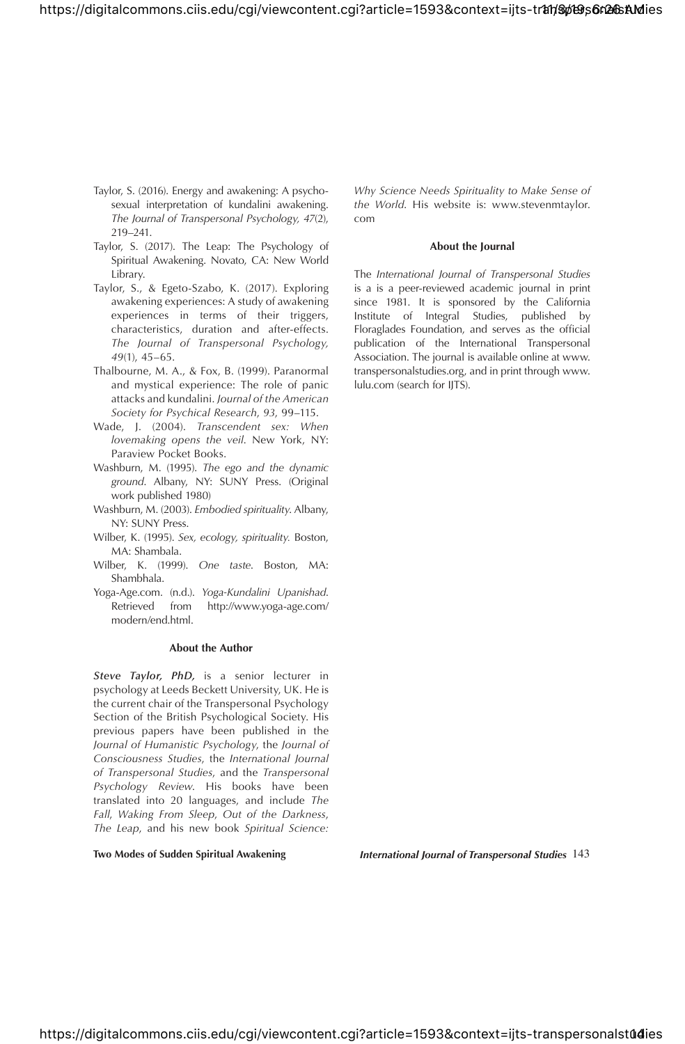Taylor, S. (2016). Energy and awakening: A psychosexual interpretation of kundalini awakening. *The Journal of Transpersonal Psychology, 47*(2), 219–241.

Taylor, S. (2017). The Leap: The Psychology of Spiritual Awakening. Novato, CA: New World Library.

Taylor, S., & Egeto-Szabo, K. (2017). Exploring awakening experiences: A study of awakening experiences in terms of their triggers, characteristics, duration and after-effects. *The Journal of Transpersonal Psychology, 49*(1), 45–65.

Thalbourne, M. A., & Fox, B. (1999). Paranormal and mystical experience: The role of panic attacks and kundalini. *Journal of the American Society for Psychical Research, 93*, 99–115.

Wade, J. (2004). *Transcendent sex: When lovemaking opens the veil*. New York, NY: Paraview Pocket Books.

Washburn, M. (1995). *The ego and the dynamic ground*. Albany, NY: SUNY Press. (Original work published 1980)

Washburn, M. (2003). *Embodied spirituality*. Albany, NY: SUNY Press.

Wilber, K. (1995). *Sex, ecology, spirituality.* Boston, MA: Shambala.

Wilber, K. (1999). *One taste*. Boston, MA: Shambhala.

Yoga-Age.com. (n.d.). *Yoga-Kundalini Upanishad.* Retrieved from http://www.yoga-age.com/modern/end.html.

### About the Author

***Steve Taylor, PhD,*** is a senior lecturer in psychology at Leeds Beckett University, UK. He is the current chair of the Transpersonal Psychology Section of the British Psychological Society. His previous papers have been published in the *Journal of Humanistic Psychology*, the *Journal of Consciousness Studies*, the *International Journal of Transpersonal Studies*, and the *Transpersonal Psychology Review*. His books have been translated into 20 languages, and include *The Fall*, *Waking From Sleep*, *Out of the Darkness*, *The Leap*, and his new book *Spiritual Science: Why Science Needs Spirituality to Make Sense of the World*. His website is: www.stevenmtaylor.com

### About the Journal

The *International Journal of Transpersonal Studies* is a is a peer-reviewed academic journal in print since 1981. It is sponsored by the California Institute of Integral Studies, published by Floraglades Foundation, and serves as the official publication of the International Transpersonal Association. The journal is available online at www.transpersonalstudies.org, and in print through www.lulu.com (search for IJTS).